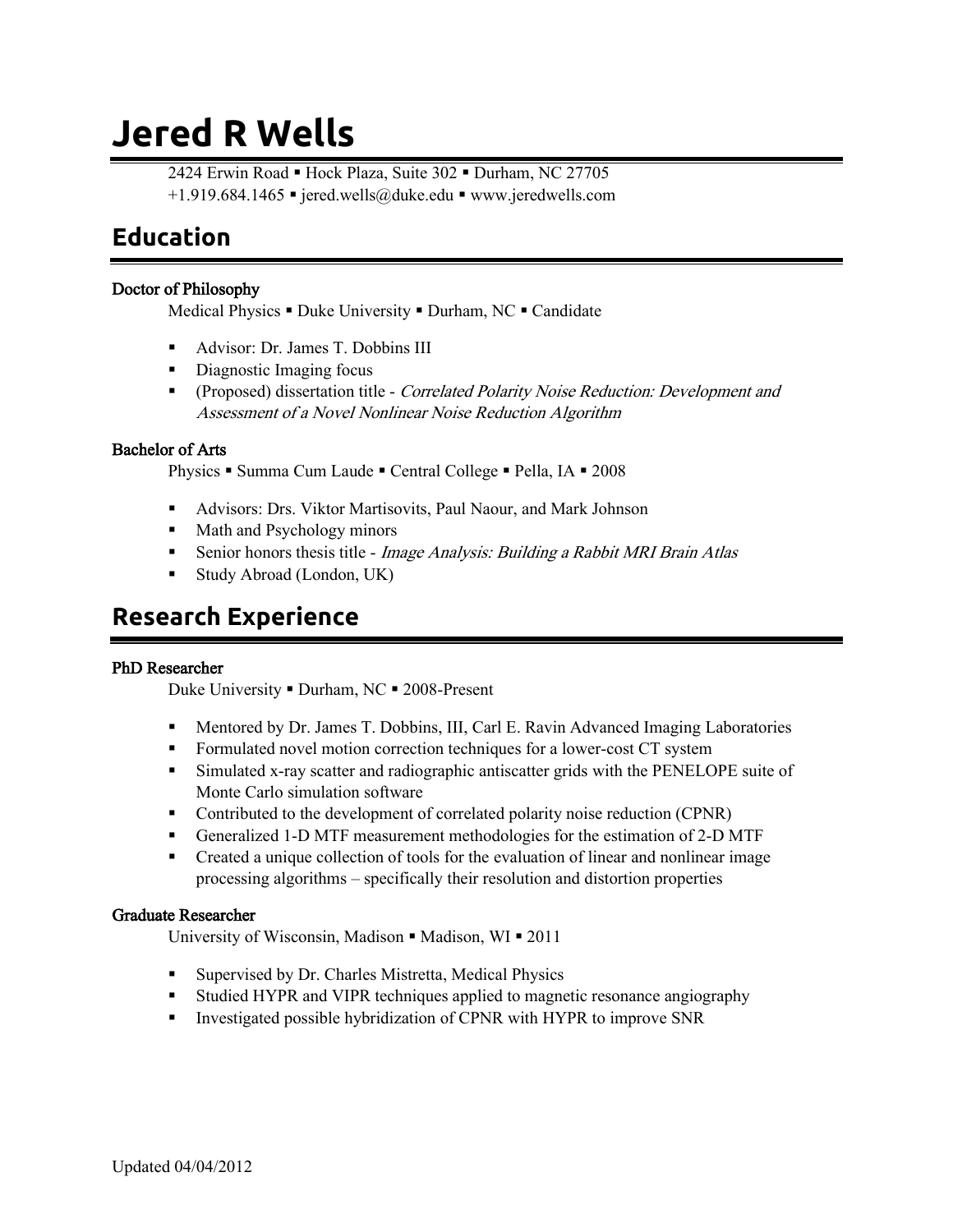# Jered R Wells

2424 Erwin Road ▪ Hock Plaza, Suite 302 ▪ Durham, NC 27705
+1.919.684.1465 ▪ jered.wells@duke.edu ▪ www.jeredwells.com

## Education

### Doctor of Philosophy

Medical Physics ▪ Duke University ▪ Durham, NC ▪ Candidate

- Advisor: Dr. James T. Dobbins III
- Diagnostic Imaging focus
- (Proposed) dissertation title - *Correlated Polarity Noise Reduction: Development and Assessment of a Novel Nonlinear Noise Reduction Algorithm*

### Bachelor of Arts

Physics ▪ Summa Cum Laude ▪ Central College ▪ Pella, IA ▪ 2008

- Advisors: Drs. Viktor Martisovits, Paul Naour, and Mark Johnson
- Math and Psychology minors
- Senior honors thesis title - *Image Analysis: Building a Rabbit MRI Brain Atlas*
- Study Abroad (London, UK)

## Research Experience

### PhD Researcher

Duke University ▪ Durham, NC ▪ 2008-Present

- Mentored by Dr. James T. Dobbins, III, Carl E. Ravin Advanced Imaging Laboratories
- Formulated novel motion correction techniques for a lower-cost CT system
- Simulated x-ray scatter and radiographic antiscatter grids with the PENELOPE suite of Monte Carlo simulation software
- Contributed to the development of correlated polarity noise reduction (CPNR)
- Generalized 1-D MTF measurement methodologies for the estimation of 2-D MTF
- Created a unique collection of tools for the evaluation of linear and nonlinear image processing algorithms – specifically their resolution and distortion properties

### Graduate Researcher

University of Wisconsin, Madison ▪ Madison, WI ▪ 2011

- Supervised by Dr. Charles Mistretta, Medical Physics
- Studied HYPR and VIPR techniques applied to magnetic resonance angiography
- Investigated possible hybridization of CPNR with HYPR to improve SNR

Updated 04/04/2012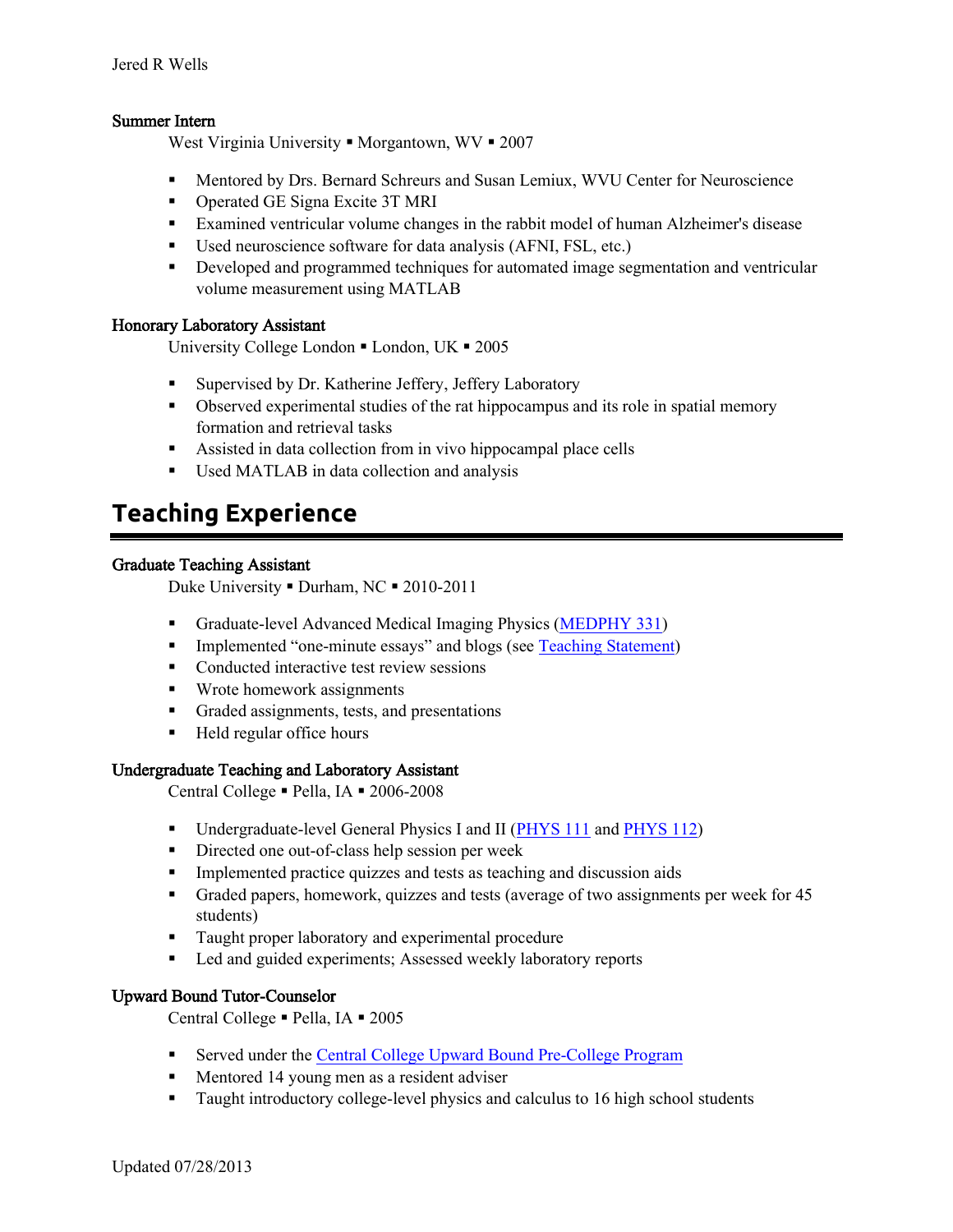### Summer Intern

West Virginia University ▪ Morgantown, WV ▪ 2007

- Mentored by Drs. Bernard Schreurs and Susan Lemiux, WVU Center for Neuroscience
- Operated GE Signa Excite 3T MRI
- Examined ventricular volume changes in the rabbit model of human Alzheimer's disease
- Used neuroscience software for data analysis (AFNI, FSL, etc.)
- Developed and programmed techniques for automated image segmentation and ventricular volume measurement using MATLAB

### Honorary Laboratory Assistant

University College London ▪ London, UK ▪ 2005

- Supervised by Dr. Katherine Jeffery, Jeffery Laboratory
- Observed experimental studies of the rat hippocampus and its role in spatial memory formation and retrieval tasks
- Assisted in data collection from in vivo hippocampal place cells
- Used MATLAB in data collection and analysis

## Teaching Experience

### Graduate Teaching Assistant

Duke University ▪ Durham, NC ▪ 2010-2011

- Graduate-level Advanced Medical Imaging Physics (MEDPHY 331)
- Implemented "one-minute essays" and blogs (see Teaching Statement)
- Conducted interactive test review sessions
- Wrote homework assignments
- Graded assignments, tests, and presentations
- Held regular office hours

### Undergraduate Teaching and Laboratory Assistant

Central College ▪ Pella, IA ▪ 2006-2008

- Undergraduate-level General Physics I and II (PHYS 111 and PHYS 112)
- Directed one out-of-class help session per week
- Implemented practice quizzes and tests as teaching and discussion aids
- Graded papers, homework, quizzes and tests (average of two assignments per week for 45 students)
- Taught proper laboratory and experimental procedure
- Led and guided experiments; Assessed weekly laboratory reports

### Upward Bound Tutor-Counselor

Central College ▪ Pella, IA ▪ 2005

- Served under the Central College Upward Bound Pre-College Program
- Mentored 14 young men as a resident adviser
- Taught introductory college-level physics and calculus to 16 high school students

Updated 07/28/2013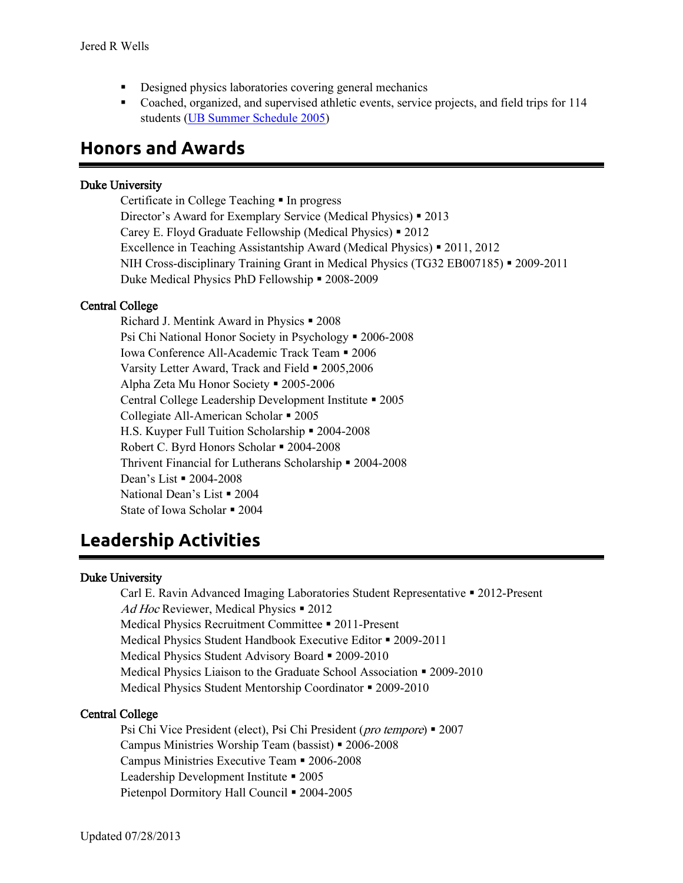- Designed physics laboratories covering general mechanics
- Coached, organized, and supervised athletic events, service projects, and field trips for 114 students ([UB Summer Schedule 2005](#))

# Honors and Awards

**Duke University**

Certificate in College Teaching ▪ In progress
Director's Award for Exemplary Service (Medical Physics) ▪ 2013
Carey E. Floyd Graduate Fellowship (Medical Physics) ▪ 2012
Excellence in Teaching Assistantship Award (Medical Physics) ▪ 2011, 2012
NIH Cross-disciplinary Training Grant in Medical Physics (TG32 EB007185) ▪ 2009-2011
Duke Medical Physics PhD Fellowship ▪ 2008-2009

**Central College**

Richard J. Mentink Award in Physics ▪ 2008
Psi Chi National Honor Society in Psychology ▪ 2006-2008
Iowa Conference All-Academic Track Team ▪ 2006
Varsity Letter Award, Track and Field ▪ 2005,2006
Alpha Zeta Mu Honor Society ▪ 2005-2006
Central College Leadership Development Institute ▪ 2005
Collegiate All-American Scholar ▪ 2005
H.S. Kuyper Full Tuition Scholarship ▪ 2004-2008
Robert C. Byrd Honors Scholar ▪ 2004-2008
Thrivent Financial for Lutherans Scholarship ▪ 2004-2008
Dean's List ▪ 2004-2008
National Dean's List ▪ 2004
State of Iowa Scholar ▪ 2004

# Leadership Activities

**Duke University**

Carl E. Ravin Advanced Imaging Laboratories Student Representative ▪ 2012-Present
*Ad Hoc* Reviewer, Medical Physics ▪ 2012
Medical Physics Recruitment Committee ▪ 2011-Present
Medical Physics Student Handbook Executive Editor ▪ 2009-2011
Medical Physics Student Advisory Board ▪ 2009-2010
Medical Physics Liaison to the Graduate School Association ▪ 2009-2010
Medical Physics Student Mentorship Coordinator ▪ 2009-2010

**Central College**

Psi Chi Vice President (elect), Psi Chi President (*pro tempore*) ▪ 2007
Campus Ministries Worship Team (bassist) ▪ 2006-2008
Campus Ministries Executive Team ▪ 2006-2008
Leadership Development Institute ▪ 2005
Pietenpol Dormitory Hall Council ▪ 2004-2005

Updated 07/28/2013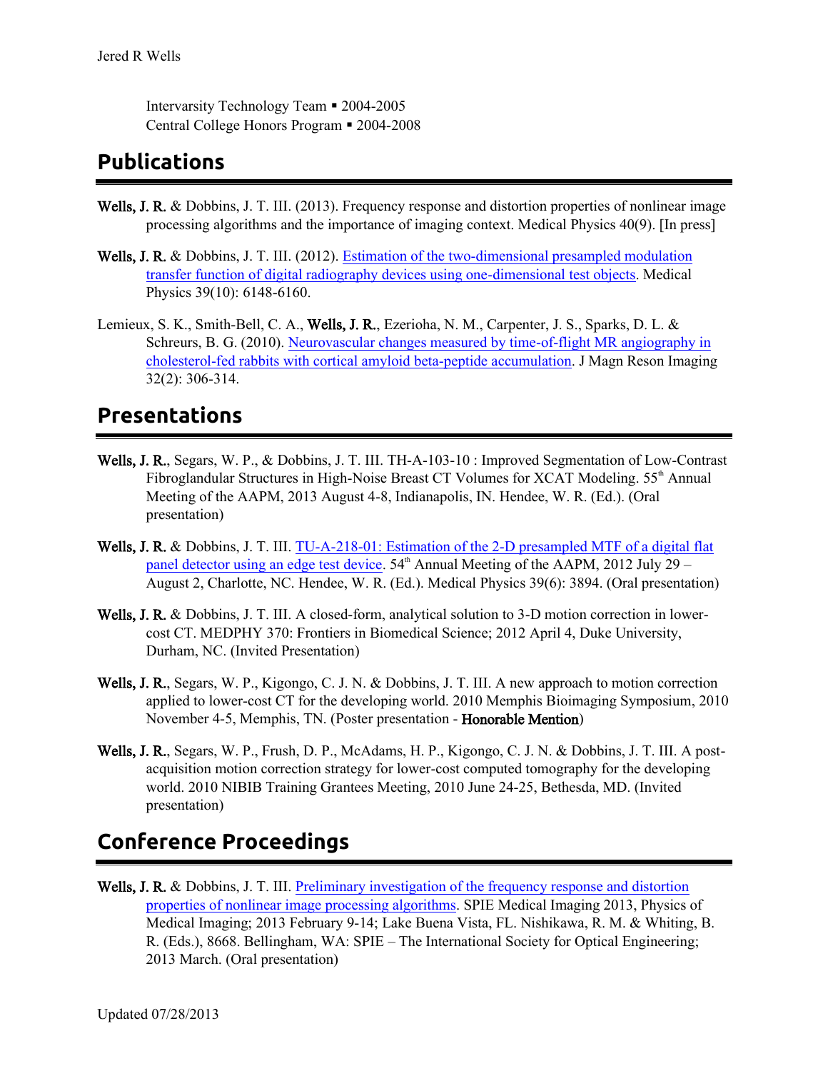Intervarsity Technology Team ▪ 2004-2005
Central College Honors Program ▪ 2004-2008

## Publications

**Wells, J. R.** & Dobbins, J. T. III. (2013). Frequency response and distortion properties of nonlinear image processing algorithms and the importance of imaging context. Medical Physics 40(9). [In press]

**Wells, J. R.** & Dobbins, J. T. III. (2012). Estimation of the two-dimensional presampled modulation transfer function of digital radiography devices using one-dimensional test objects. Medical Physics 39(10): 6148-6160.

Lemieux, S. K., Smith-Bell, C. A., **Wells, J. R.**, Ezerioha, N. M., Carpenter, J. S., Sparks, D. L. & Schreurs, B. G. (2010). Neurovascular changes measured by time-of-flight MR angiography in cholesterol-fed rabbits with cortical amyloid beta-peptide accumulation. J Magn Reson Imaging 32(2): 306-314.

## Presentations

**Wells, J. R.**, Segars, W. P., & Dobbins, J. T. III. TH-A-103-10 : Improved Segmentation of Low-Contrast Fibroglandular Structures in High-Noise Breast CT Volumes for XCAT Modeling. 55th Annual Meeting of the AAPM, 2013 August 4-8, Indianapolis, IN. Hendee, W. R. (Ed.). (Oral presentation)

**Wells, J. R.** & Dobbins, J. T. III. TU-A-218-01: Estimation of the 2-D presampled MTF of a digital flat panel detector using an edge test device. 54th Annual Meeting of the AAPM, 2012 July 29 – August 2, Charlotte, NC. Hendee, W. R. (Ed.). Medical Physics 39(6): 3894. (Oral presentation)

**Wells, J. R.** & Dobbins, J. T. III. A closed-form, analytical solution to 3-D motion correction in lower-cost CT. MEDPHY 370: Frontiers in Biomedical Science; 2012 April 4, Duke University, Durham, NC. (Invited Presentation)

**Wells, J. R.**, Segars, W. P., Kigongo, C. J. N. & Dobbins, J. T. III. A new approach to motion correction applied to lower-cost CT for the developing world. 2010 Memphis Bioimaging Symposium, 2010 November 4-5, Memphis, TN. (Poster presentation - **Honorable Mention**)

**Wells, J. R.**, Segars, W. P., Frush, D. P., McAdams, H. P., Kigongo, C. J. N. & Dobbins, J. T. III. A post-acquisition motion correction strategy for lower-cost computed tomography for the developing world. 2010 NIBIB Training Grantees Meeting, 2010 June 24-25, Bethesda, MD. (Invited presentation)

## Conference Proceedings

**Wells, J. R.** & Dobbins, J. T. III. Preliminary investigation of the frequency response and distortion properties of nonlinear image processing algorithms. SPIE Medical Imaging 2013, Physics of Medical Imaging; 2013 February 9-14; Lake Buena Vista, FL. Nishikawa, R. M. & Whiting, B. R. (Eds.), 8668. Bellingham, WA: SPIE – The International Society for Optical Engineering; 2013 March. (Oral presentation)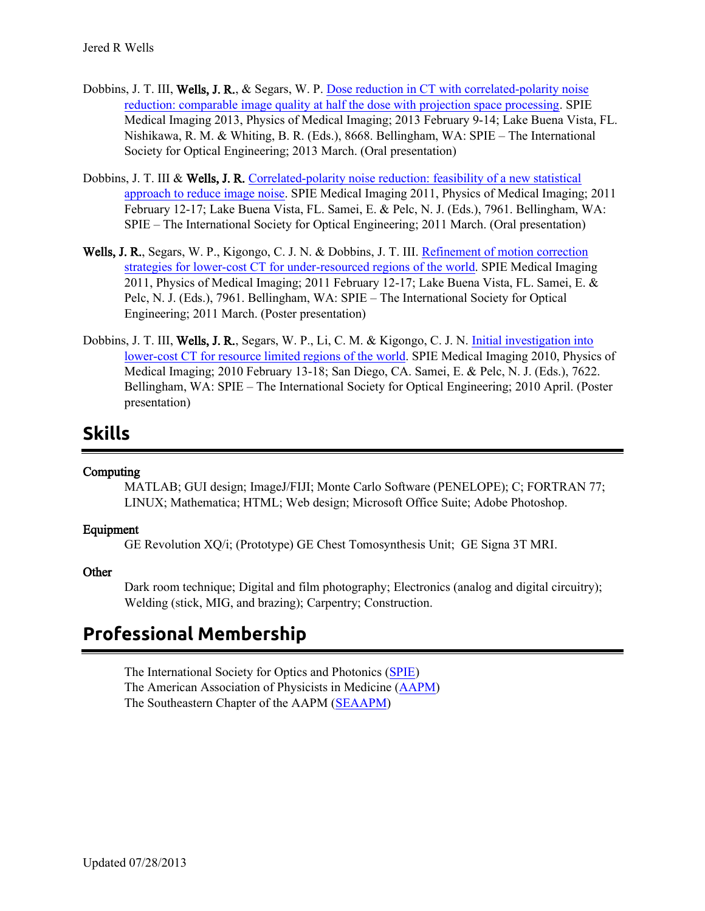Dobbins, J. T. III, **Wells, J. R.**, & Segars, W. P. [Dose reduction in CT with correlated-polarity noise reduction: comparable image quality at half the dose with projection space processing](). SPIE Medical Imaging 2013, Physics of Medical Imaging; 2013 February 9-14; Lake Buena Vista, FL. Nishikawa, R. M. & Whiting, B. R. (Eds.), 8668. Bellingham, WA: SPIE – The International Society for Optical Engineering; 2013 March. (Oral presentation)

Dobbins, J. T. III & **Wells, J. R.** [Correlated-polarity noise reduction: feasibility of a new statistical approach to reduce image noise](). SPIE Medical Imaging 2011, Physics of Medical Imaging; 2011 February 12-17; Lake Buena Vista, FL. Samei, E. & Pelc, N. J. (Eds.), 7961. Bellingham, WA: SPIE – The International Society for Optical Engineering; 2011 March. (Oral presentation)

**Wells, J. R.**, Segars, W. P., Kigongo, C. J. N. & Dobbins, J. T. III. [Refinement of motion correction strategies for lower-cost CT for under-resourced regions of the world](). SPIE Medical Imaging 2011, Physics of Medical Imaging; 2011 February 12-17; Lake Buena Vista, FL. Samei, E. & Pelc, N. J. (Eds.), 7961. Bellingham, WA: SPIE – The International Society for Optical Engineering; 2011 March. (Poster presentation)

Dobbins, J. T. III, **Wells, J. R.**, Segars, W. P., Li, C. M. & Kigongo, C. J. N. [Initial investigation into lower-cost CT for resource limited regions of the world](). SPIE Medical Imaging 2010, Physics of Medical Imaging; 2010 February 13-18; San Diego, CA. Samei, E. & Pelc, N. J. (Eds.), 7622. Bellingham, WA: SPIE – The International Society for Optical Engineering; 2010 April. (Poster presentation)

## Skills

### Computing

MATLAB; GUI design; ImageJ/FIJI; Monte Carlo Software (PENELOPE); C; FORTRAN 77; LINUX; Mathematica; HTML; Web design; Microsoft Office Suite; Adobe Photoshop.

### Equipment

GE Revolution XQ/i; (Prototype) GE Chest Tomosynthesis Unit; GE Signa 3T MRI.

### Other

Dark room technique; Digital and film photography; Electronics (analog and digital circuitry); Welding (stick, MIG, and brazing); Carpentry; Construction.

## Professional Membership

The International Society for Optics and Photonics ([SPIE]())
The American Association of Physicists in Medicine ([AAPM]())
The Southeastern Chapter of the AAPM ([SEAAPM]())

Updated 07/28/2013